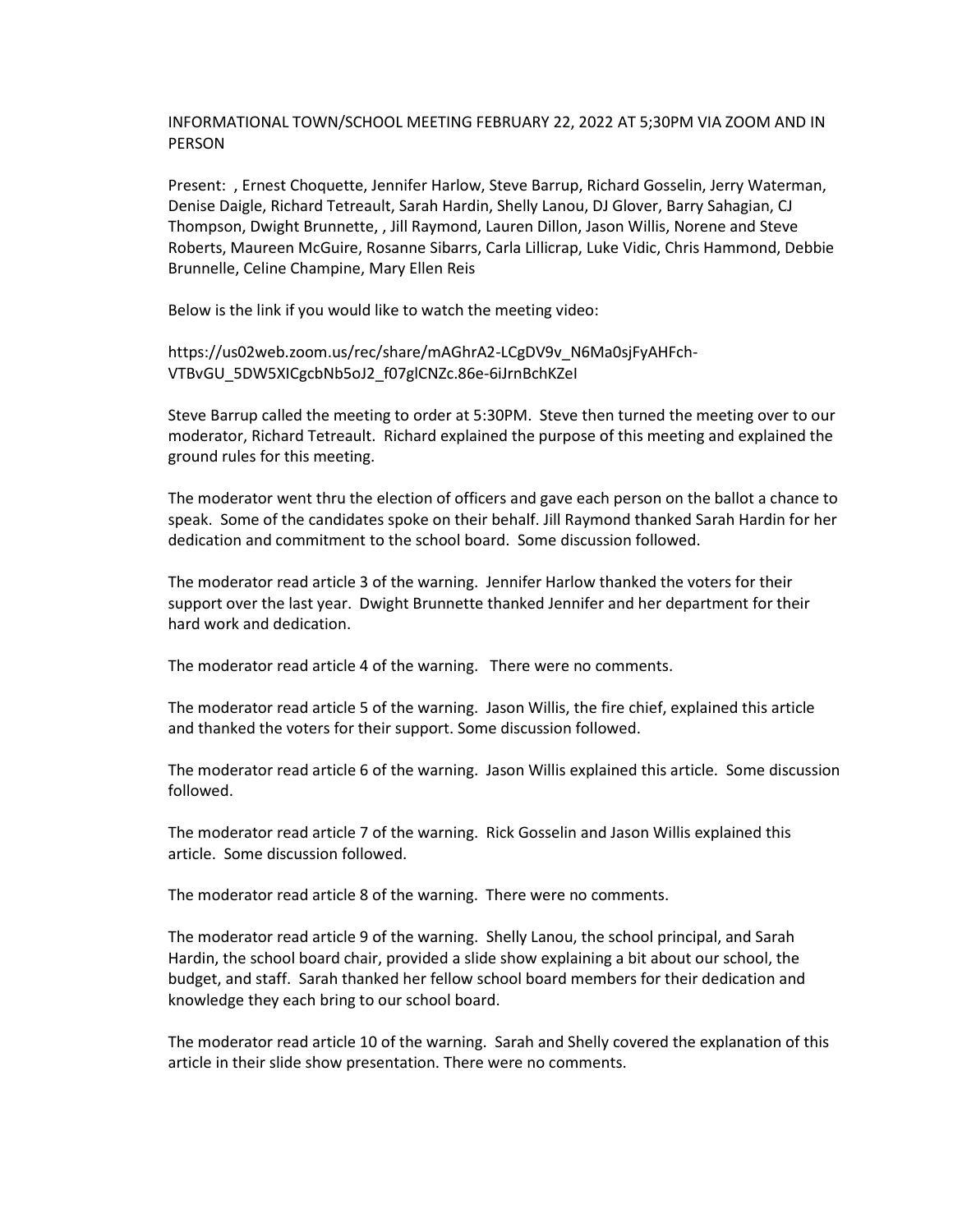INFORMATIONAL TOWN/SCHOOL MEETING FEBRUARY 22, 2022 AT 5;30PM VIA ZOOM AND IN PERSON

Present: , Ernest Choquette, Jennifer Harlow, Steve Barrup, Richard Gosselin, Jerry Waterman, Denise Daigle, Richard Tetreault, Sarah Hardin, Shelly Lanou, DJ Glover, Barry Sahagian, CJ Thompson, Dwight Brunnette, , Jill Raymond, Lauren Dillon, Jason Willis, Norene and Steve Roberts, Maureen McGuire, Rosanne Sibarrs, Carla Lillicrap, Luke Vidic, Chris Hammond, Debbie Brunnelle, Celine Champine, Mary Ellen Reis

Below is the link if you would like to watch the meeting video:

https://us02web.zoom.us/rec/share/mAGhrA2-LCgDV9v_N6Ma0sjFyAHFch-VTBvGU_5DW5XICgcbNb5oJ2_f07glCNZc.86e-6iJrnBchKZeI

Steve Barrup called the meeting to order at 5:30PM. Steve then turned the meeting over to our moderator, Richard Tetreault. Richard explained the purpose of this meeting and explained the ground rules for this meeting.

The moderator went thru the election of officers and gave each person on the ballot a chance to speak. Some of the candidates spoke on their behalf. Jill Raymond thanked Sarah Hardin for her dedication and commitment to the school board. Some discussion followed.

The moderator read article 3 of the warning. Jennifer Harlow thanked the voters for their support over the last year. Dwight Brunnette thanked Jennifer and her department for their hard work and dedication.

The moderator read article 4 of the warning. There were no comments.

The moderator read article 5 of the warning. Jason Willis, the fire chief, explained this article and thanked the voters for their support. Some discussion followed.

The moderator read article 6 of the warning. Jason Willis explained this article. Some discussion followed.

The moderator read article 7 of the warning. Rick Gosselin and Jason Willis explained this article. Some discussion followed.

The moderator read article 8 of the warning. There were no comments.

The moderator read article 9 of the warning. Shelly Lanou, the school principal, and Sarah Hardin, the school board chair, provided a slide show explaining a bit about our school, the budget, and staff. Sarah thanked her fellow school board members for their dedication and knowledge they each bring to our school board.

The moderator read article 10 of the warning. Sarah and Shelly covered the explanation of this article in their slide show presentation. There were no comments.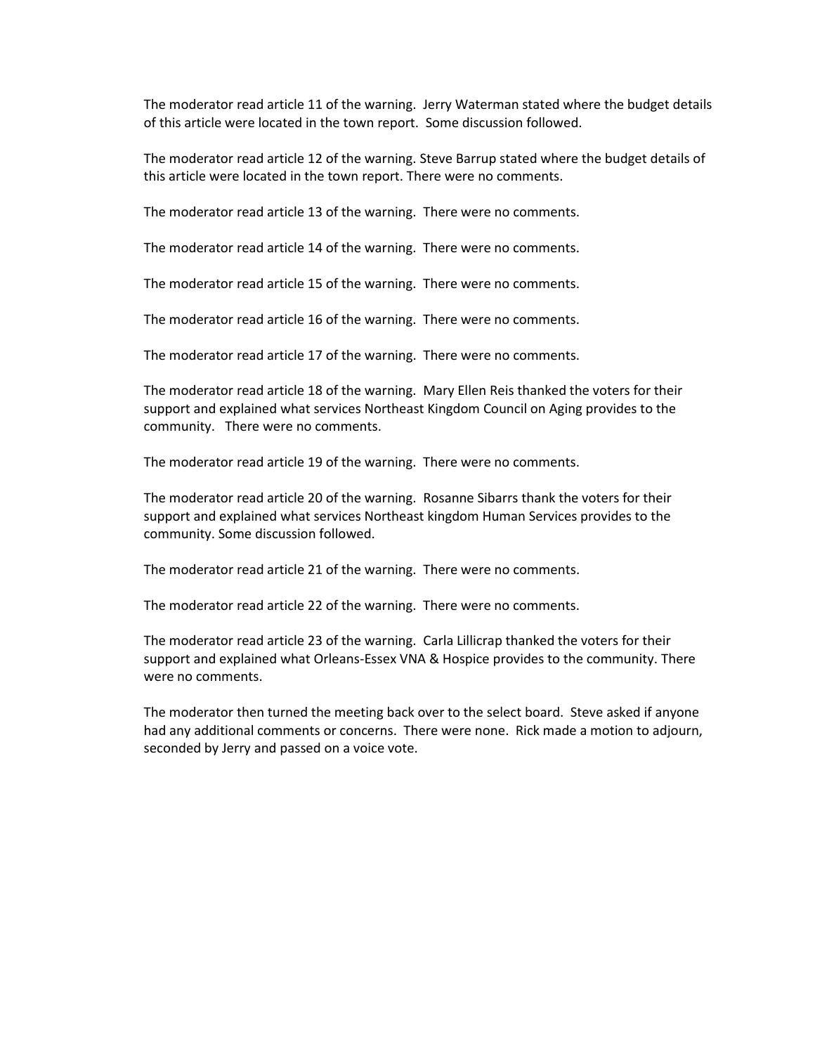The moderator read article 11 of the warning. Jerry Waterman stated where the budget details of this article were located in the town report. Some discussion followed.

The moderator read article 12 of the warning. Steve Barrup stated where the budget details of this article were located in the town report. There were no comments.

The moderator read article 13 of the warning. There were no comments.

The moderator read article 14 of the warning. There were no comments.

The moderator read article 15 of the warning. There were no comments.

The moderator read article 16 of the warning. There were no comments.

The moderator read article 17 of the warning. There were no comments.

The moderator read article 18 of the warning. Mary Ellen Reis thanked the voters for their support and explained what services Northeast Kingdom Council on Aging provides to the community. There were no comments.

The moderator read article 19 of the warning. There were no comments.

The moderator read article 20 of the warning. Rosanne Sibarrs thank the voters for their support and explained what services Northeast kingdom Human Services provides to the community. Some discussion followed.

The moderator read article 21 of the warning. There were no comments.

The moderator read article 22 of the warning. There were no comments.

The moderator read article 23 of the warning. Carla Lillicrap thanked the voters for their support and explained what Orleans-Essex VNA & Hospice provides to the community. There were no comments.

The moderator then turned the meeting back over to the select board. Steve asked if anyone had any additional comments or concerns. There were none. Rick made a motion to adjourn, seconded by Jerry and passed on a voice vote.